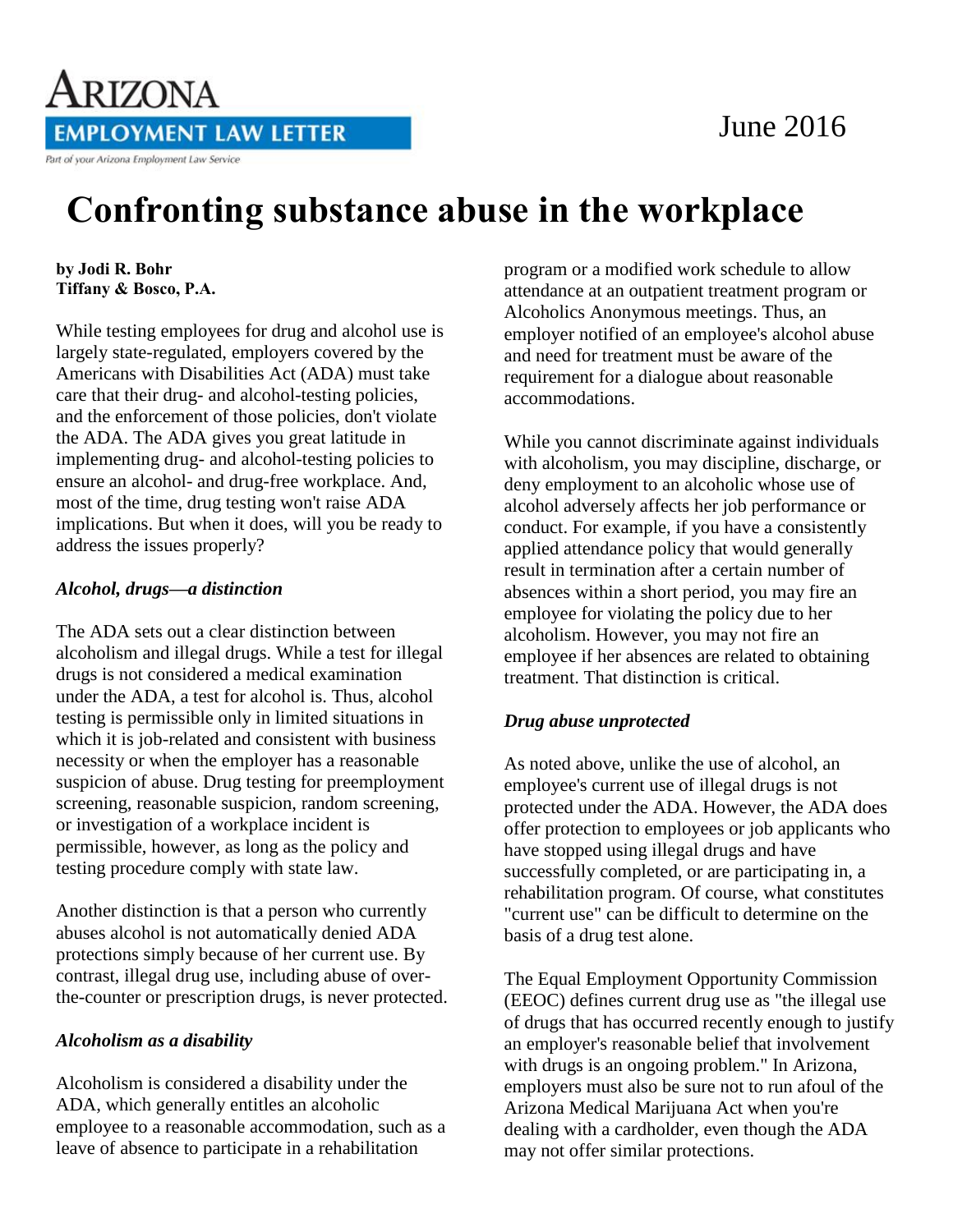# Arizona Employment Law Letter

Part of your Arizona Employment Law Service

June 2016

# Confronting substance abuse in the workplace

**by Jodi R. Bohr**
**Tiffany & Bosco, P.A.**

While testing employees for drug and alcohol use is largely state-regulated, employers covered by the Americans with Disabilities Act (ADA) must take care that their drug- and alcohol-testing policies, and the enforcement of those policies, don't violate the ADA. The ADA gives you great latitude in implementing drug- and alcohol-testing policies to ensure an alcohol- and drug-free workplace. And, most of the time, drug testing won't raise ADA implications. But when it does, will you be ready to address the issues properly?

### *Alcohol, drugs—a distinction*

The ADA sets out a clear distinction between alcoholism and illegal drugs. While a test for illegal drugs is not considered a medical examination under the ADA, a test for alcohol is. Thus, alcohol testing is permissible only in limited situations in which it is job-related and consistent with business necessity or when the employer has a reasonable suspicion of abuse. Drug testing for preemployment screening, reasonable suspicion, random screening, or investigation of a workplace incident is permissible, however, as long as the policy and testing procedure comply with state law.

Another distinction is that a person who currently abuses alcohol is not automatically denied ADA protections simply because of her current use. By contrast, illegal drug use, including abuse of over-the-counter or prescription drugs, is never protected.

### *Alcoholism as a disability*

Alcoholism is considered a disability under the ADA, which generally entitles an alcoholic employee to a reasonable accommodation, such as a leave of absence to participate in a rehabilitation program or a modified work schedule to allow attendance at an outpatient treatment program or Alcoholics Anonymous meetings. Thus, an employer notified of an employee's alcohol abuse and need for treatment must be aware of the requirement for a dialogue about reasonable accommodations.

While you cannot discriminate against individuals with alcoholism, you may discipline, discharge, or deny employment to an alcoholic whose use of alcohol adversely affects her job performance or conduct. For example, if you have a consistently applied attendance policy that would generally result in termination after a certain number of absences within a short period, you may fire an employee for violating the policy due to her alcoholism. However, you may not fire an employee if her absences are related to obtaining treatment. That distinction is critical.

### *Drug abuse unprotected*

As noted above, unlike the use of alcohol, an employee's current use of illegal drugs is not protected under the ADA. However, the ADA does offer protection to employees or job applicants who have stopped using illegal drugs and have successfully completed, or are participating in, a rehabilitation program. Of course, what constitutes "current use" can be difficult to determine on the basis of a drug test alone.

The Equal Employment Opportunity Commission (EEOC) defines current drug use as "the illegal use of drugs that has occurred recently enough to justify an employer's reasonable belief that involvement with drugs is an ongoing problem." In Arizona, employers must also be sure not to run afoul of the Arizona Medical Marijuana Act when you're dealing with a cardholder, even though the ADA may not offer similar protections.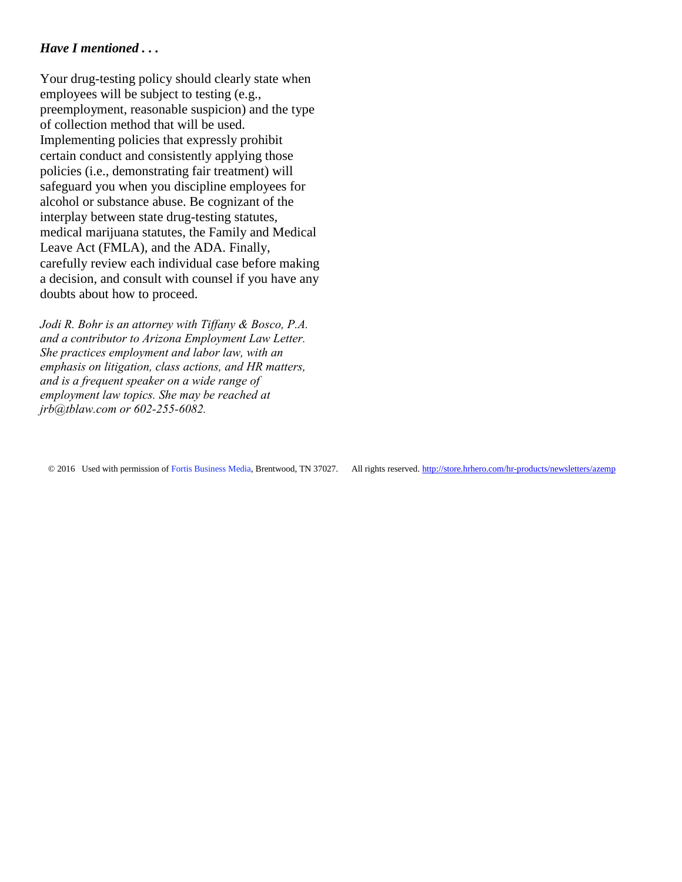***Have I mentioned . . .***

Your drug-testing policy should clearly state when employees will be subject to testing (e.g., preemployment, reasonable suspicion) and the type of collection method that will be used. Implementing policies that expressly prohibit certain conduct and consistently applying those policies (i.e., demonstrating fair treatment) will safeguard you when you discipline employees for alcohol or substance abuse. Be cognizant of the interplay between state drug-testing statutes, medical marijuana statutes, the Family and Medical Leave Act (FMLA), and the ADA. Finally, carefully review each individual case before making a decision, and consult with counsel if you have any doubts about how to proceed.

*Jodi R. Bohr is an attorney with Tiffany & Bosco, P.A. and a contributor to Arizona Employment Law Letter. She practices employment and labor law, with an emphasis on litigation, class actions, and HR matters, and is a frequent speaker on a wide range of employment law topics. She may be reached at jrb@tblaw.com or 602-255-6082.*

© 2016 Used with permission of Fortis Business Media, Brentwood, TN 37027. All rights reserved. http://store.hrhero.com/hr-products/newsletters/azemp